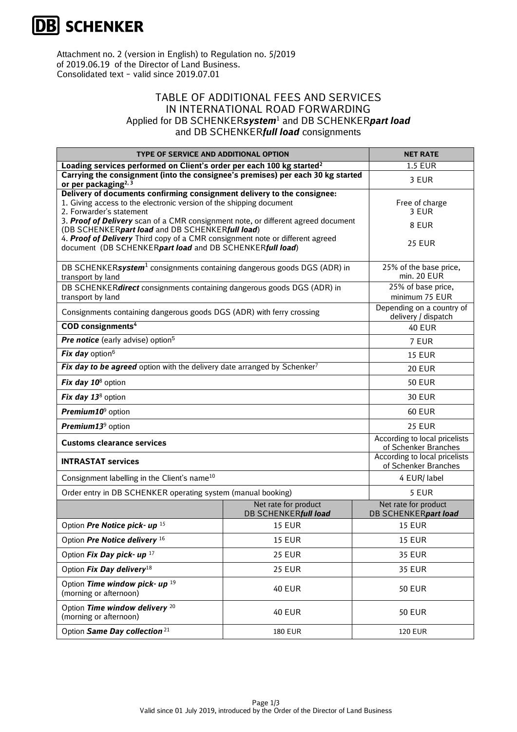**DB SCHENKER**

Attachment no. 2 (version in English) to Regulation no. 5/2019
of 2019.06.19 of the Director of Land Business.
Consolidated text – valid since 2019.07.01

# TABLE OF ADDITIONAL FEES AND SERVICES IN INTERNATIONAL ROAD FORWARDING

Applied for DB SCHENKER***system***[1] and DB SCHENKER***part load*** and DB SCHENKER***full load*** consignments

| TYPE OF SERVICE AND ADDITIONAL OPTION | NET RATE |
|---|---|
| **Loading services performed on Client's order per each 100 kg started**[2] | 1.5 EUR |
| **Carrying the consignment (into the consignee's premises) per each 30 kg started or per packaging**[2, 3] | 3 EUR |
| **Delivery of documents confirming consignment delivery to the consignee:**<br>1. Giving access to the electronic version of the shipping document<br>2. Forwarder's statement<br>3. ***Proof of Delivery*** scan of a CMR consignment note, or different agreed document (DB SCHENKER***part load*** and DB SCHENKER***full load***)<br>4. ***Proof of Delivery*** Third copy of a CMR consignment note or different agreed document (DB SCHENKER***part load*** and DB SCHENKER***full load***) | <br>Free of charge<br>3 EUR<br>8 EUR<br><br>25 EUR |
| DB SCHENKER***system***[1] consignments containing dangerous goods DGS (ADR) in transport by land | 25% of the base price, min. 20 EUR |
| DB SCHENKER***direct*** consignments containing dangerous goods DGS (ADR) in transport by land | 25% of base price, minimum 75 EUR |
| Consignments containing dangerous goods DGS (ADR) with ferry crossing | Depending on a country of delivery / dispatch |
| **COD consignments**[4] | 40 EUR |
| ***Pre notice*** (early advise) option[5] | 7 EUR |
| ***Fix day*** option[6] | 15 EUR |
| ***Fix day to be agreed*** option with the delivery date arranged by Schenker[7] | 20 EUR |
| ***Fix day 10***[8] option | 50 EUR |
| ***Fix day 13***[8] option | 30 EUR |
| ***Premium10***[9] option | 60 EUR |
| ***Premium13***[9] option | 25 EUR |
| **Customs clearance services** | According to local pricelists of Schenker Branches |
| **INTRASTAT services** | According to local pricelists of Schenker Branches |
| Consignment labelling in the Client's name[10] | 4 EUR/ label |
| Order entry in DB SCHENKER operating system (manual booking) | 5 EUR |

| | Net rate for product DB SCHENKER***full load*** | Net rate for product DB SCHENKER***part load*** |
|---|---|---|
| Option ***Pre Notice pick- up*** [15] | 15 EUR | 15 EUR |
| Option ***Pre Notice delivery*** [16] | 15 EUR | 15 EUR |
| Option ***Fix Day pick- up*** [17] | 25 EUR | 35 EUR |
| Option ***Fix Day delivery***[18] | 25 EUR | 35 EUR |
| Option ***Time window pick- up*** [19] (morning or afternoon) | 40 EUR | 50 EUR |
| Option ***Time window delivery*** [20] (morning or afternoon) | 40 EUR | 50 EUR |
| Option ***Same Day collection*** [21] | 180 EUR | 120 EUR |

Valid since 01 July 2019, introduced by the Order of the Director of Land Business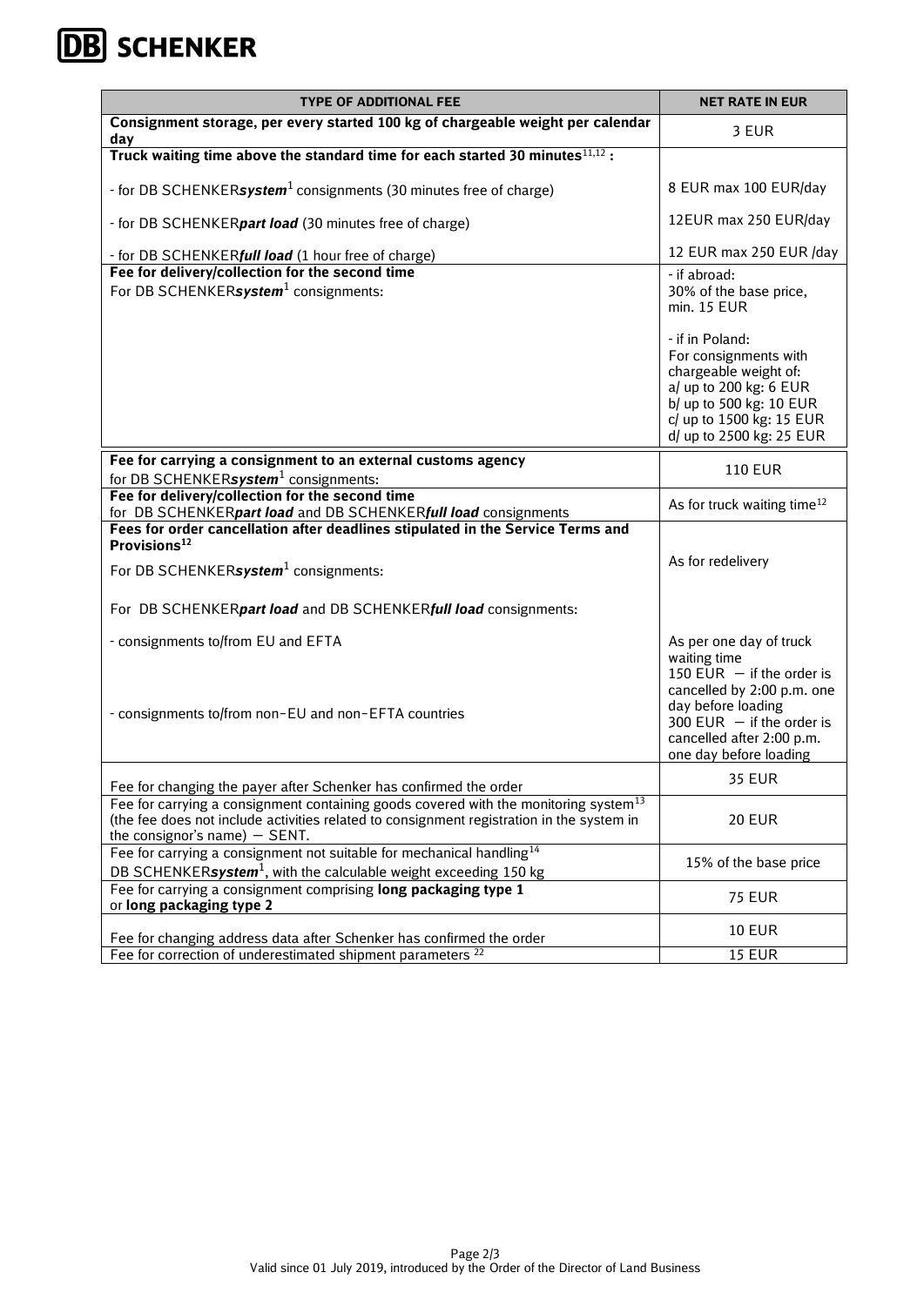| TYPE OF ADDITIONAL FEE | NET RATE IN EUR |
|---|---|
| **Consignment storage, per every started 100 kg of chargeable weight per calendar day** | 3 EUR |
| **Truck waiting time above the standard time for each started 30 minutes[11,12] :**<br><br>- for DB SCHENKER***system***[1] consignments (30 minutes free of charge)<br><br>- for DB SCHENKER***part load*** (30 minutes free of charge)<br><br>- for DB SCHENKER***full load*** (1 hour free of charge) | <br><br>8 EUR max 100 EUR/day<br><br>12EUR max 250 EUR/day<br><br>12 EUR max 250 EUR /day |
| **Fee for delivery/collection for the second time**<br>For DB SCHENKER***system***[1] consignments: | - if abroad:<br>30% of the base price, min. 15 EUR<br><br>- if in Poland:<br>For consignments with chargeable weight of:<br>a/ up to 200 kg: 6 EUR<br>b/ up to 500 kg: 10 EUR<br>c/ up to 1500 kg: 15 EUR<br>d/ up to 2500 kg: 25 EUR |
| **Fee for carrying a consignment to an external customs agency**<br>for DB SCHENKER***system***[1] consignments: | 110 EUR |
| **Fee for delivery/collection for the second time**<br>for DB SCHENKER***part load*** and DB SCHENKER***full load*** consignments | As for truck waiting time[12] |
| **Fees for order cancellation after deadlines stipulated in the Service Terms and Provisions[12]**<br><br>For DB SCHENKER***system***[1] consignments:<br><br>For DB SCHENKER***part load*** and DB SCHENKER***full load*** consignments:<br><br>- consignments to/from EU and EFTA<br><br>- consignments to/from non-EU and non-EFTA countries | <br><br>As for redelivery<br><br><br><br>As per one day of truck waiting time<br>150 EUR – if the order is cancelled by 2:00 p.m. one day before loading<br>300 EUR – if the order is cancelled after 2:00 p.m. one day before loading |
| Fee for changing the payer after Schenker has confirmed the order | 35 EUR |
| Fee for carrying a consignment containing goods covered with the monitoring system[13] (the fee does not include activities related to consignment registration in the system in the consignor's name) – SENT. | 20 EUR |
| Fee for carrying a consignment not suitable for mechanical handling[14]<br>DB SCHENKER***system***[1], with the calculable weight exceeding 150 kg | 15% of the base price |
| Fee for carrying a consignment comprising **long packaging type 1** or **long packaging type 2** | 75 EUR |
| Fee for changing address data after Schenker has confirmed the order | 10 EUR |
| Fee for correction of underestimated shipment parameters [22] | 15 EUR |

Valid since 01 July 2019, introduced by the Order of the Director of Land Business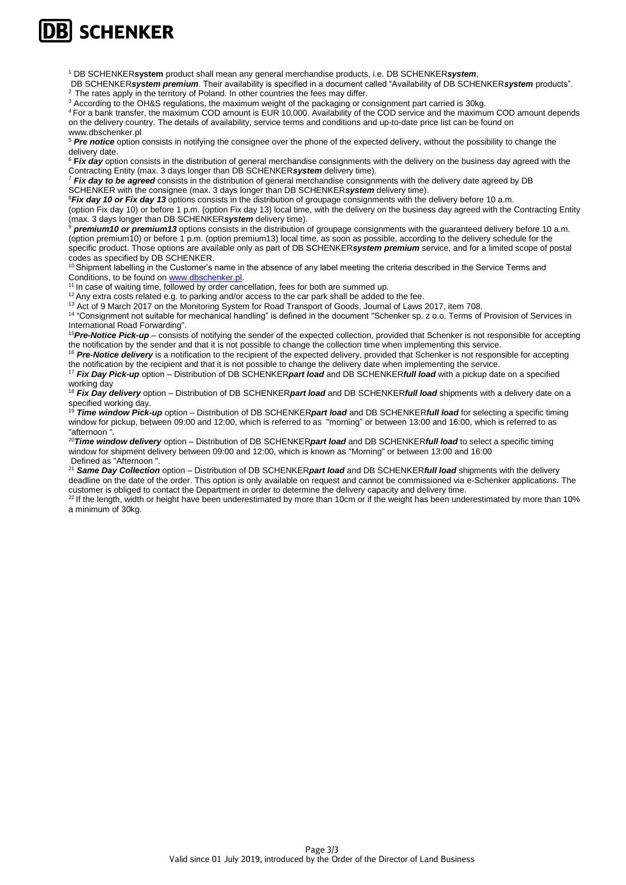DB SCHENKER

[1] DB SCHENKER**system** product shall mean any general merchandise products, i.e. DB SCHENKER***system***, DB SCHENKER***system premium***. Their availability is specified in a document called "Availability of DB SCHENKER***system*** products".

[2] The rates apply in the territory of Poland. In other countries the fees may differ.

[3] According to the OH&S regulations, the maximum weight of the packaging or consignment part carried is 30kg.

[4] For a bank transfer, the maximum COD amount is EUR 10,000. Availability of the COD service and the maximum COD amount depends on the delivery country. The details of availability, service terms and conditions and up-to-date price list can be found on www.dbschenker.pl

[5] ***Pre notice*** option consists in notifying the consignee over the phone of the expected delivery, without the possibility to change the delivery date.

[6] **F*ix day*** option consists in the distribution of general merchandise consignments with the delivery on the business day agreed with the Contracting Entity (max. 3 days longer than DB SCHENKER***system*** delivery time).

[7] ***Fix day to be agreed*** consists in the distribution of general merchandise consignments with the delivery date agreed by DB SCHENKER with the consignee (max. 3 days longer than DB SCHENKER***system*** delivery time).

[8] ***Fix day 10 or Fix day 13*** options consists in the distribution of groupage consignments with the delivery before 10 a.m. (option Fix day 10) or before 1 p.m. (option Fix day 13) local time, with the delivery on the business day agreed with the Contracting Entity (max. 3 days longer than DB SCHENKER***system*** delivery time).

[9] ***premium10 or premium13*** options consists in the distribution of groupage consignments with the guaranteed delivery before 10 a.m. (option premium10) or before 1 p.m. (option premium13) local time, as soon as possible, according to the delivery schedule for the specific product. Those options are available only as part of DB SCHENKER***system premium*** service, and for a limited scope of postal codes as specified by DB SCHENKER.

[10] Shipment labelling in the Customer's name in the absence of any label meeting the criteria described in the Service Terms and Conditions, to be found on www.dbschenker.pl.

[11] In case of waiting time, followed by order cancellation, fees for both are summed up.

[12] Any extra costs related e.g. to parking and/or access to the car park shall be added to the fee.

[13] Act of 9 March 2017 on the Monitoring System for Road Transport of Goods, Journal of Laws 2017, item 708.

[14] "Consignment not suitable for mechanical handling" is defined in the document "Schenker sp. z o.o. Terms of Provision of Services in International Road Forwarding".

[15] ***Pre-Notice Pick-up*** – consists of notifying the sender of the expected collection, provided that Schenker is not responsible for accepting the notification by the sender and that it is not possible to change the collection time when implementing this service.

[16] ***Pre-Notice delivery*** is a notification to the recipient of the expected delivery, provided that Schenker is not responsible for accepting the notification by the recipient and that it is not possible to change the delivery date when implementing the service.

[17] ***Fix Day Pick-up*** option – Distribution of DB SCHENKER***part load*** and DB SCHENKER***full load*** with a pickup date on a specified working day

[18] ***Fix Day delivery*** option – Distribution of DB SCHENKER***part load*** and DB SCHENKER***full load*** shipments with a delivery date on a specified working day.

[19] ***Time window Pick-up*** option – Distribution of DB SCHENKER***part load*** and DB SCHENKER***full load*** for selecting a specific timing window for pickup, between 09:00 and 12:00, which is referred to as "morning" or between 13:00 and 16:00, which is referred to as "afternoon ".

[20] ***Time window delivery*** option – Distribution of DB SCHENKER***part load*** and DB SCHENKER***full load*** to select a specific timing window for shipment delivery between 09:00 and 12:00, which is known as "Morning" or between 13:00 and 16:00 Defined as "Afternoon ".

[21] ***Same Day Collection*** option – Distribution of DB SCHENKER***part load*** and DB SCHENKER***full load*** shipments with the delivery deadline on the date of the order. This option is only available on request and cannot be commissioned via e-Schenker applications. The customer is obliged to contact the Department in order to determine the delivery capacity and delivery time.

[22] If the length, width or height have been underestimated by more than 10cm or if the weight has been underestimated by more than 10% a minimum of 30kg.

Valid since 01 July 2019, introduced by the Order of the Director of Land Business